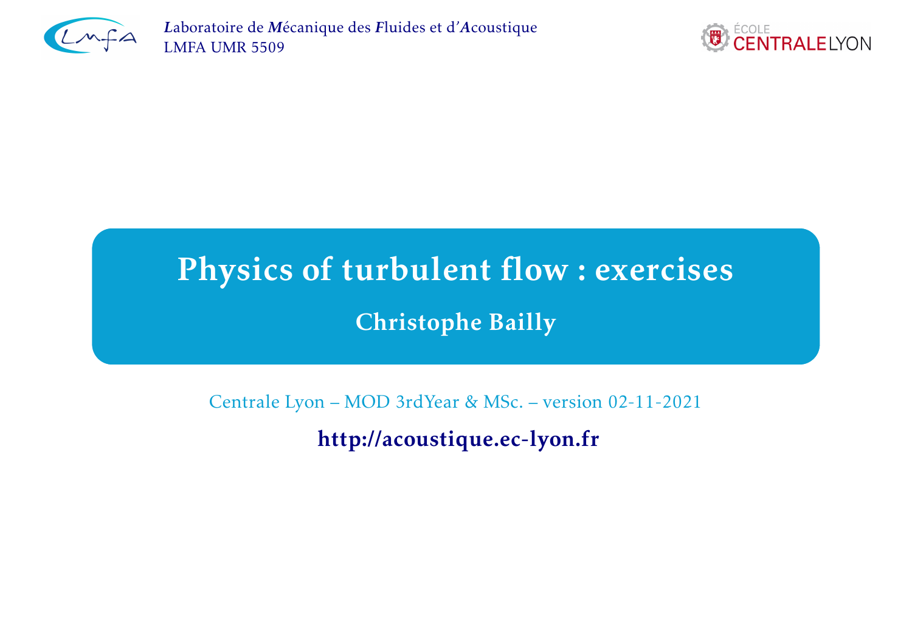*L*aboratoire de *M*écanique des *F*luides et d'*A*coustique
LMFA UMR 5509

ÉCOLE CENTRALE LYON

# Physics of turbulent flow : exercises

## Christophe Bailly

Centrale Lyon – MOD 3rdYear & MSc. – version 02-11-2021

**http://acoustique.ec-lyon.fr**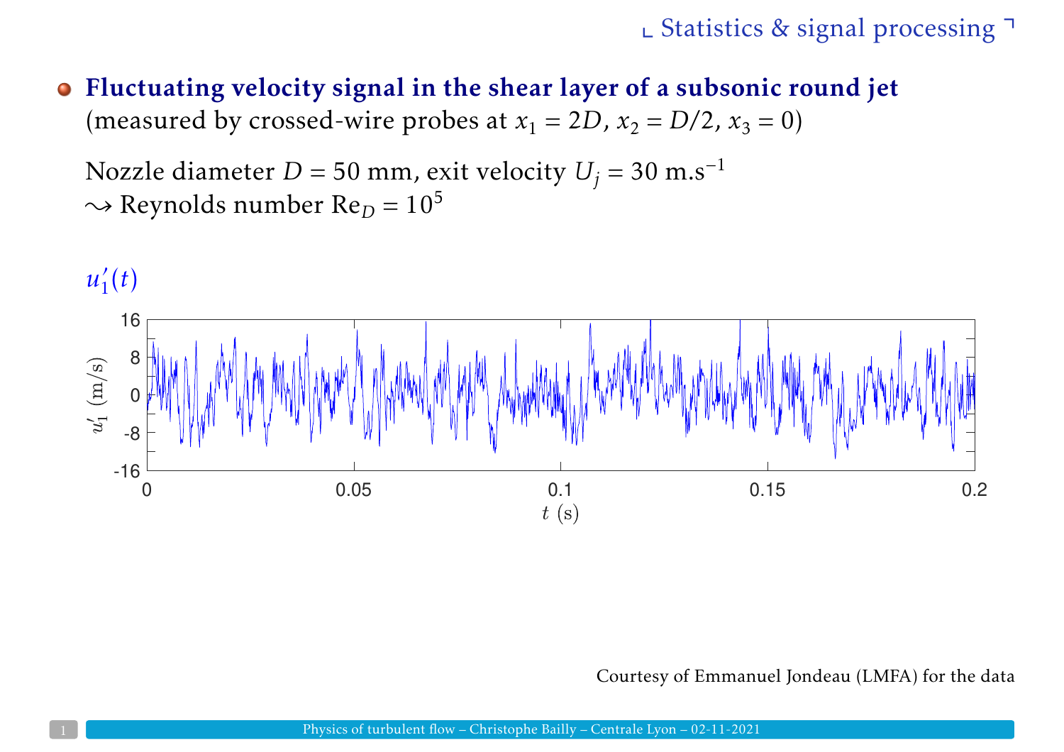- **Fluctuating velocity signal in the shear layer of a subsonic round jet**
  (measured by crossed-wire probes at $x_1 = 2D$, $x_2 = D/2$, $x_3 = 0$)

  Nozzle diameter $D = 50$ mm, exit velocity $U_j = 30$ m.s$^{-1}$
  $\rightsquigarrow$ Reynolds number $\mathrm{Re}_D = 10^5$

$u_1'(t)$

Courtesy of Emmanuel Jondeau (LMFA) for the data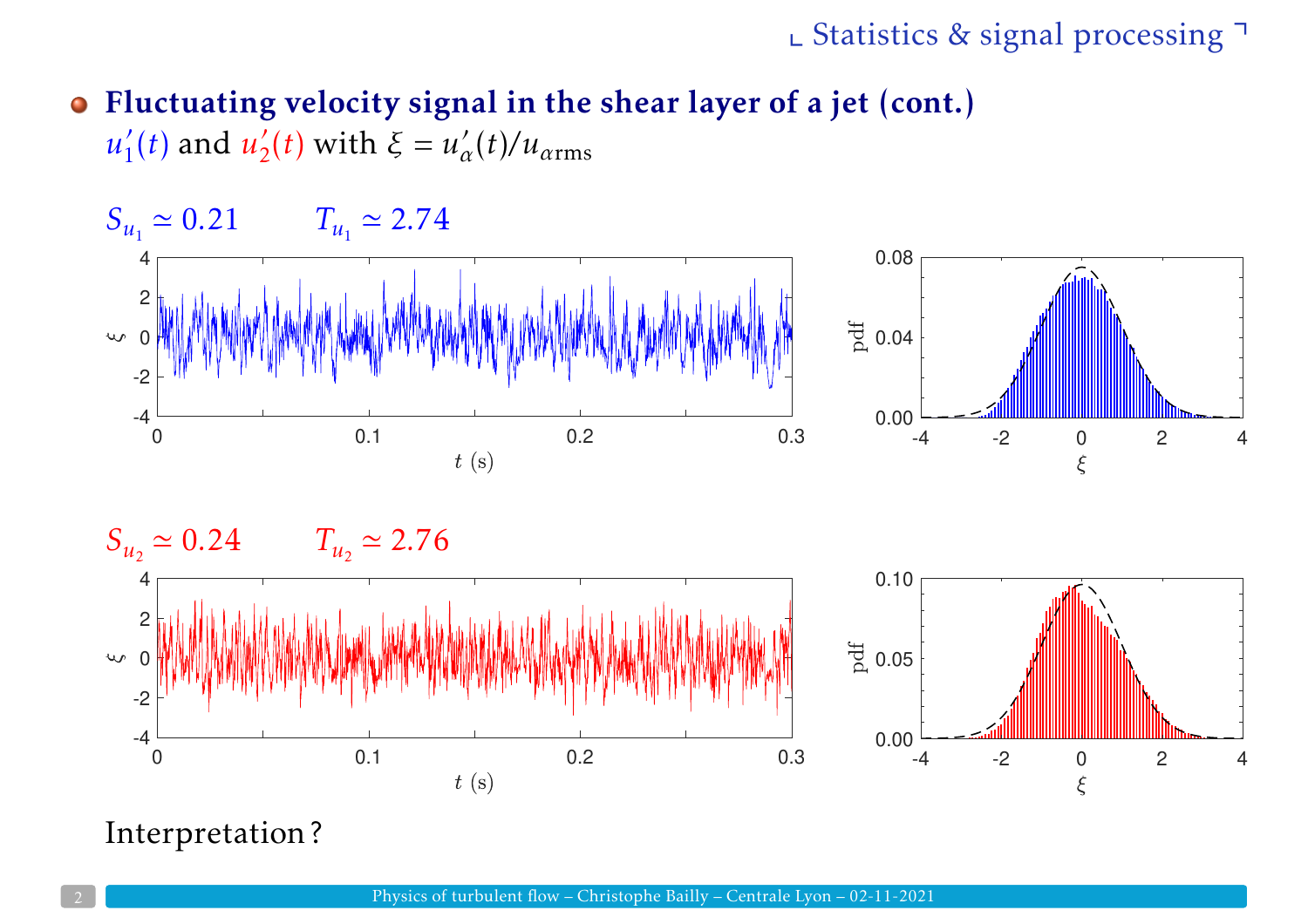- **Fluctuating velocity signal in the shear layer of a jet (cont.)**
  $u'_1(t)$ and $u'_2(t)$ with $\xi = u'_\alpha(t)/u_{\alpha\mathrm{rms}}$

$S_{u_1} \simeq 0.21 \qquad T_{u_1} \simeq 2.74$

$S_{u_2} \simeq 0.24 \qquad T_{u_2} \simeq 2.76$

Interpretation ?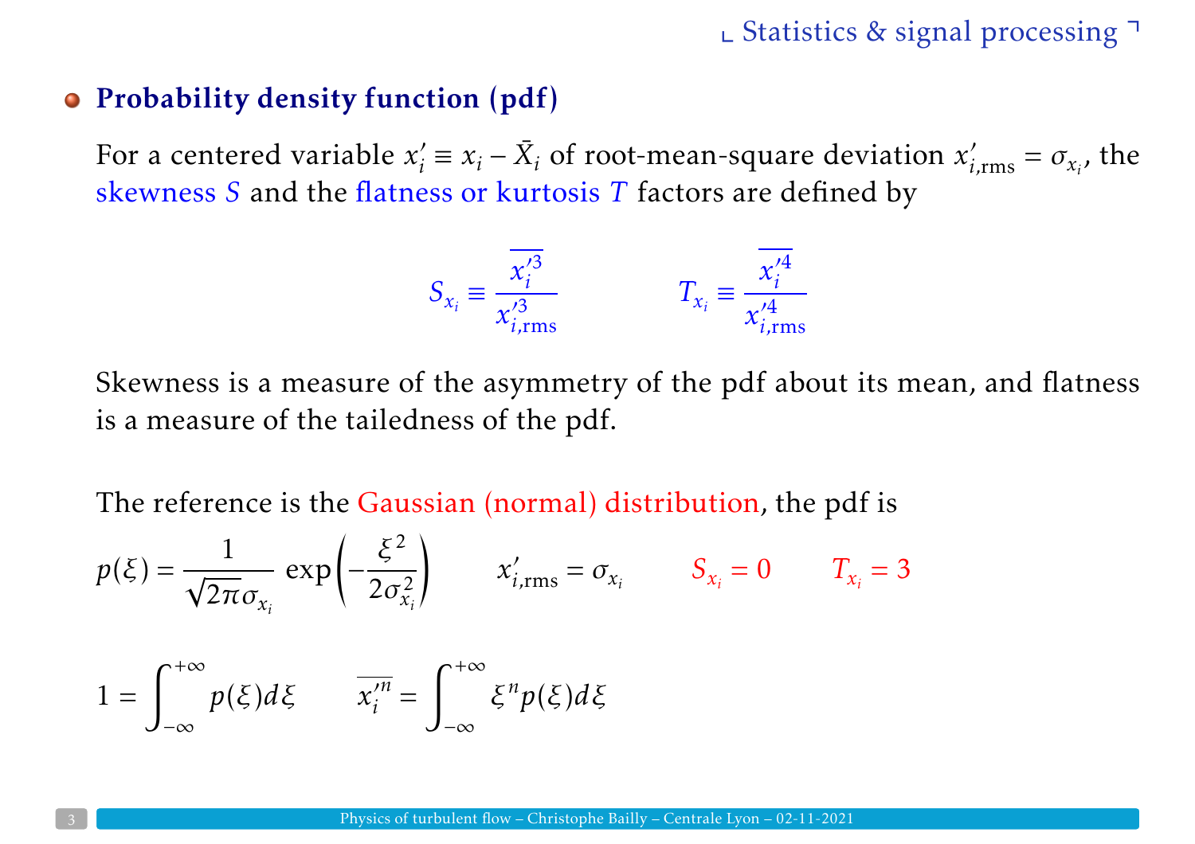## Probability density function (pdf)

For a centered variable $x_i' \equiv x_i - \bar{X}_i$ of root-mean-square deviation $x'_{i,\text{rms}} = \sigma_{x_i}$, the skewness $S$ and the flatness or kurtosis $T$ factors are defined by

$$S_{x_i} \equiv \frac{\overline{x_i'^3}}{x'^3_{i,\text{rms}}} \qquad\qquad T_{x_i} \equiv \frac{\overline{x_i'^4}}{x'^4_{i,\text{rms}}}$$

Skewness is a measure of the asymmetry of the pdf about its mean, and flatness is a measure of the tailedness of the pdf.

The reference is the Gaussian (normal) distribution, the pdf is

$$p(\xi) = \frac{1}{\sqrt{2\pi}\sigma_{x_i}} \exp\left(-\frac{\xi^2}{2\sigma^2_{x_i}}\right) \qquad x'_{i,\text{rms}} = \sigma_{x_i} \qquad S_{x_i} = 0 \qquad T_{x_i} = 3$$

$$1 = \int_{-\infty}^{+\infty} p(\xi)d\xi \qquad \overline{x_i'^n} = \int_{-\infty}^{+\infty} \xi^n p(\xi)d\xi$$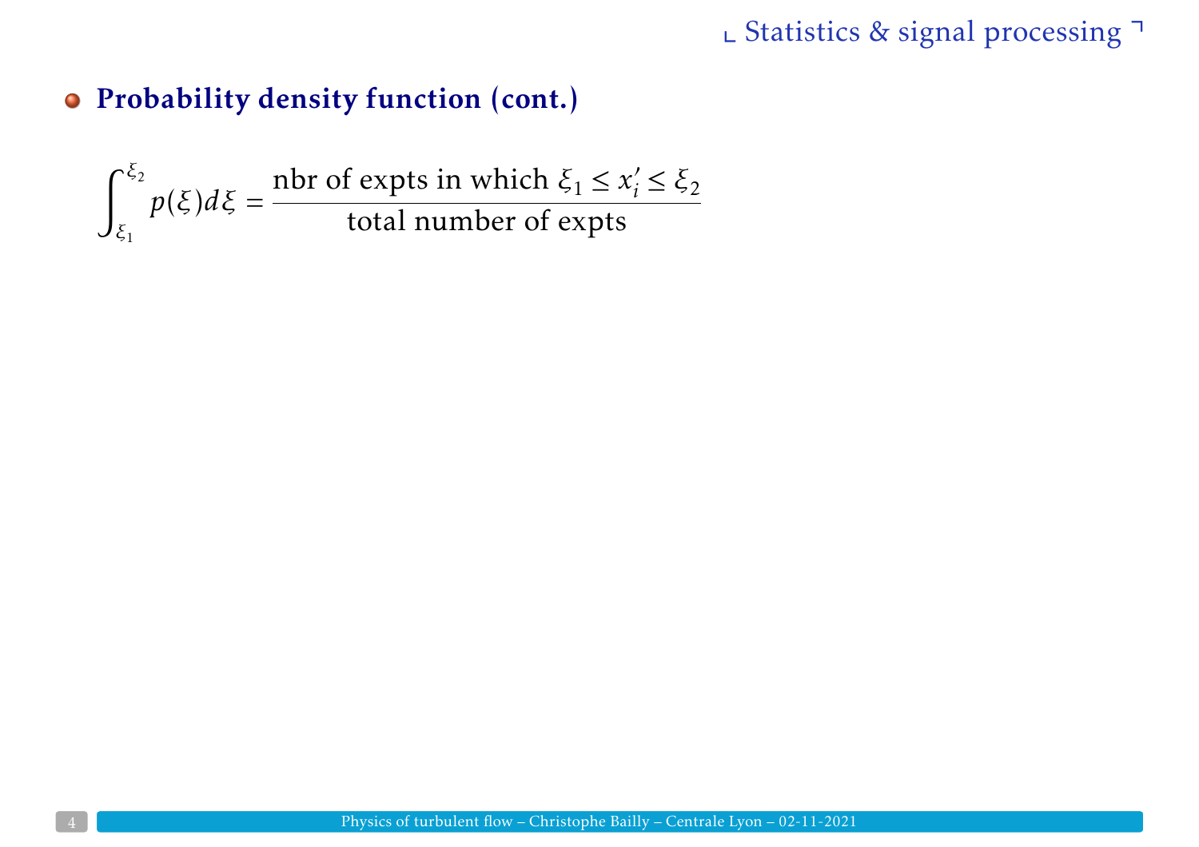## Probability density function (cont.)

$$\int_{\xi_1}^{\xi_2} p(\xi)d\xi = \frac{\text{nbr of expts in which } \xi_1 \leq x_i' \leq \xi_2}{\text{total number of expts}}$$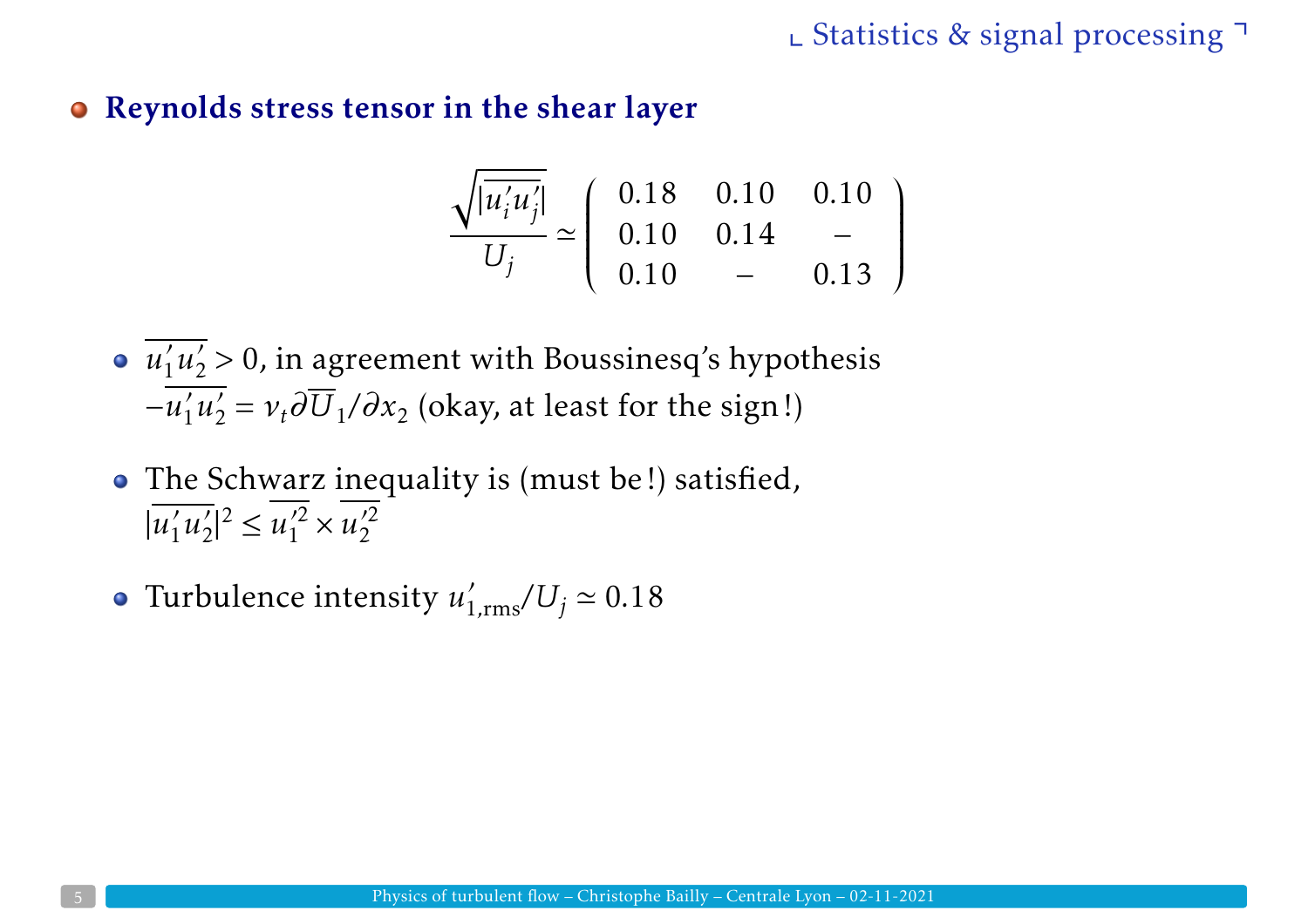## Reynolds stress tensor in the shear layer

$$\frac{\sqrt{|\overline{u_i'u_j'}|}}{U_j} \simeq \begin{pmatrix} 0.18 & 0.10 & 0.10 \\ 0.10 & 0.14 & - \\ 0.10 & - & 0.13 \end{pmatrix}$$

- $\overline{u_1'u_2'} > 0$, in agreement with Boussinesq's hypothesis $-\overline{u_1'u_2'} = \nu_t \partial \overline{U}_1 / \partial x_2$ (okay, at least for the sign!)
- The Schwarz inequality is (must be!) satisfied, $|\overline{u_1'u_2'}|^2 \leq \overline{u_1'^2} \times \overline{u_2'^2}$
- Turbulence intensity $u'_{1,\mathrm{rms}}/U_j \simeq 0.18$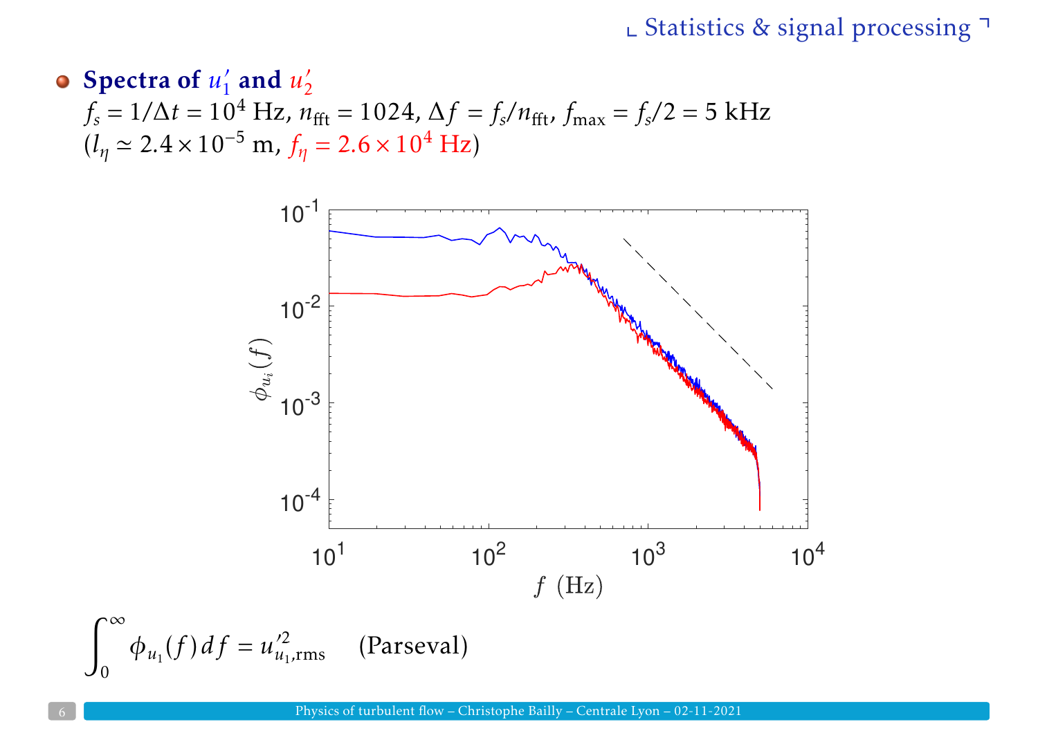- **Spectra of $u_1'$ and $u_2'$**

  $f_s = 1/\Delta t = 10^4$ Hz, $n_{\text{fft}} = 1024$, $\Delta f = f_s/n_{\text{fft}}$, $f_{\max} = f_s/2 = 5$ kHz
  ($l_\eta \simeq 2.4 \times 10^{-5}$ m, $f_\eta = 2.6 \times 10^4$ Hz)

$$\int_0^\infty \phi_{u_1}(f)\, df = u'^2_{u_1,\text{rms}} \qquad \text{(Parseval)}$$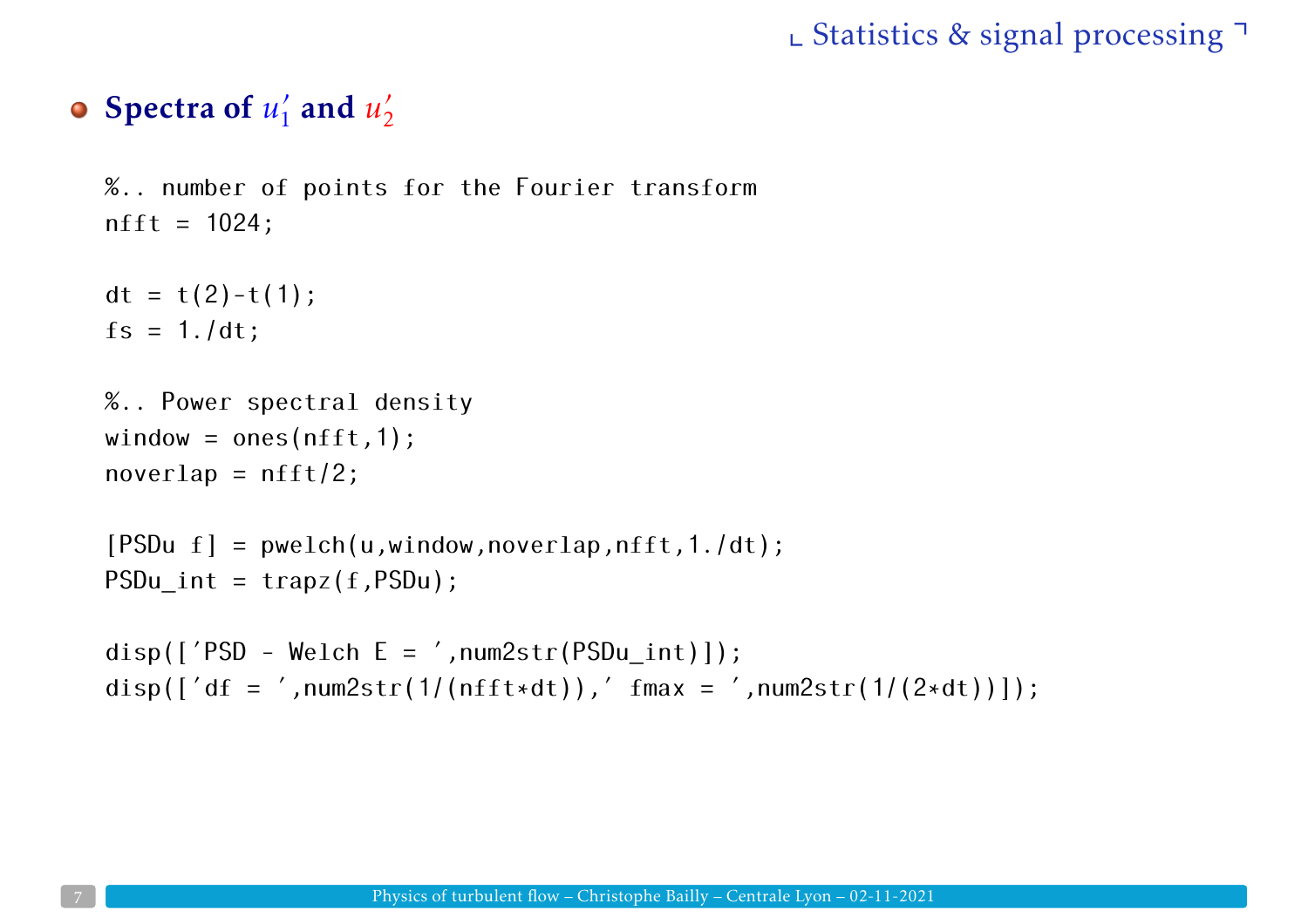## Spectra of $u_1'$ and $u_2'$

```
%.. number of points for the Fourier transform
nfft = 1024;

dt = t(2)-t(1);
fs = 1./dt;

%.. Power spectral density
window = ones(nfft,1);
noverlap = nfft/2;

[PSDu f] = pwelch(u,window,noverlap,nfft,1./dt);
PSDu_int = trapz(f,PSDu);

disp(['PSD - Welch E = ',num2str(PSDu_int)]);
disp(['df = ',num2str(1/(nfft*dt)),' fmax = ',num2str(1/(2*dt))]);
```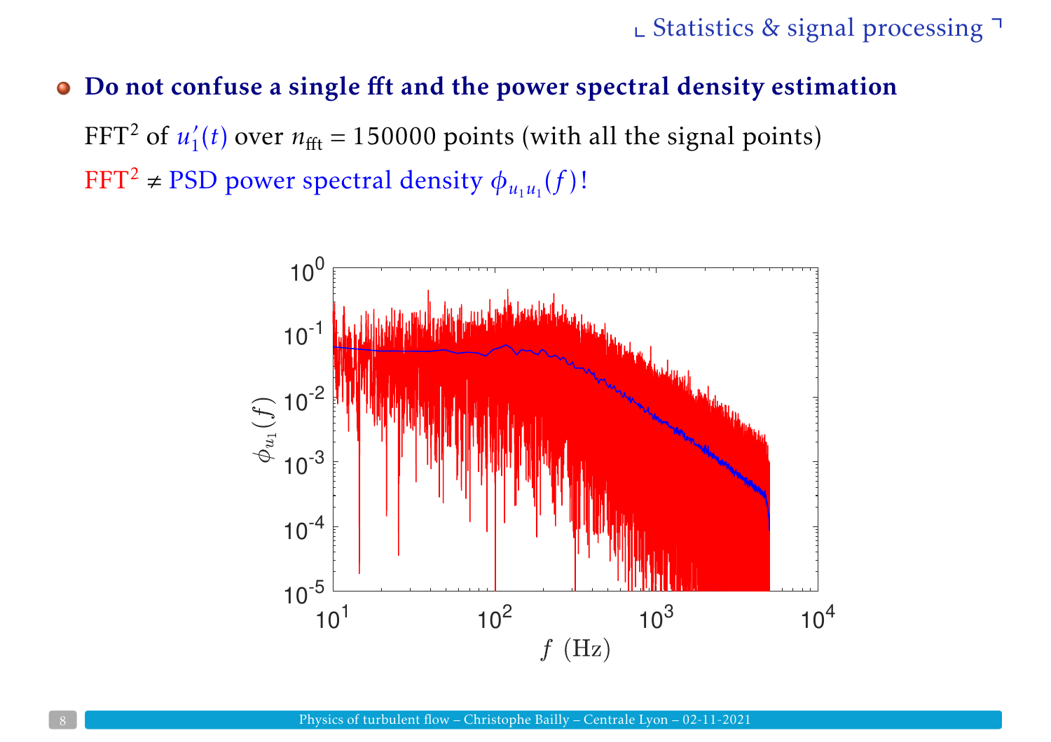- **Do not confuse a single fft and the power spectral density estimation**

  FFT$^2$ of $u_1'(t)$ over $n_{\text{fft}} = 150000$ points (with all the signal points)

  FFT$^2$ $\neq$ PSD power spectral density $\phi_{u_1 u_1}(f)$!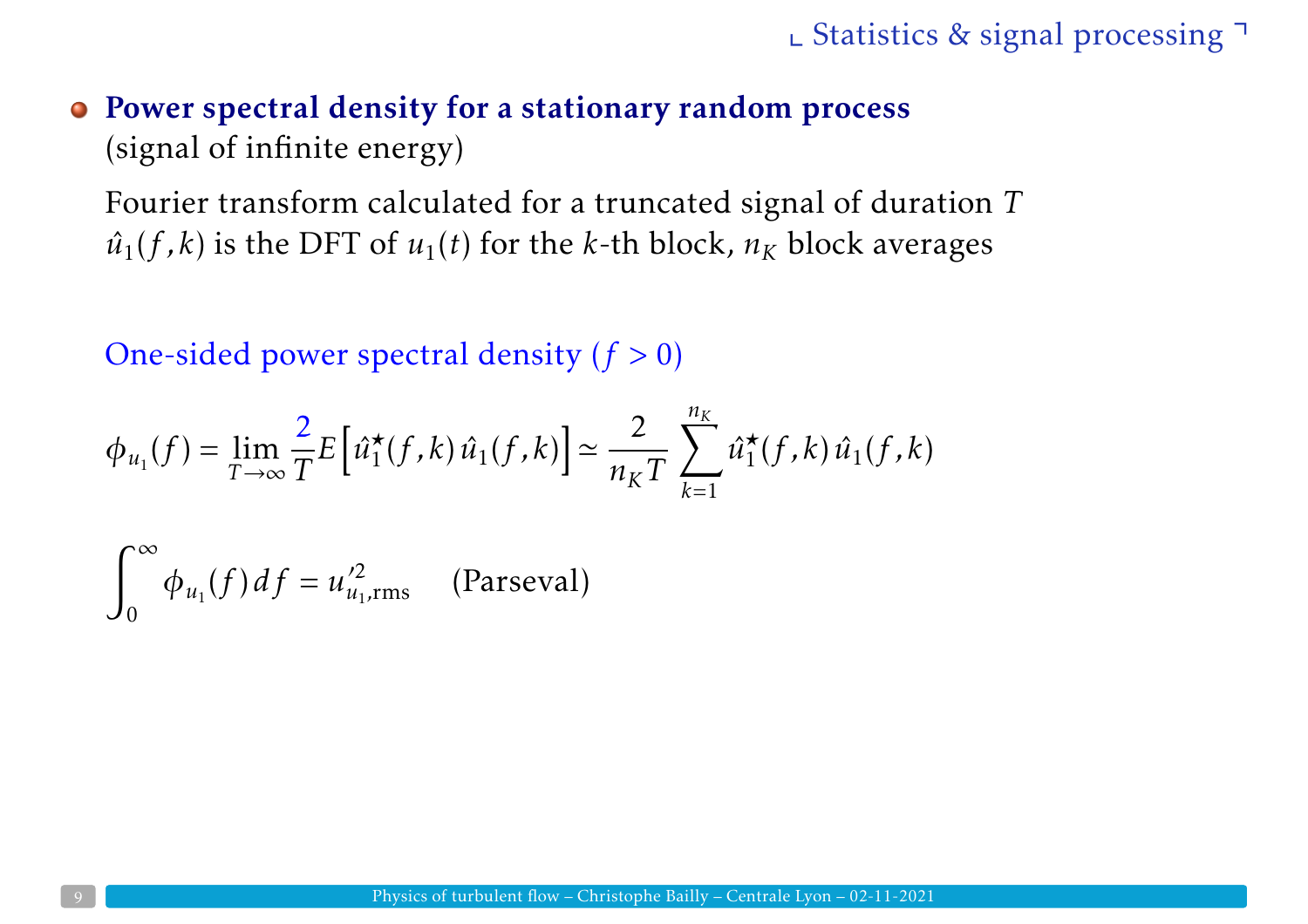- **Power spectral density for a stationary random process**
  (signal of infinite energy)

  Fourier transform calculated for a truncated signal of duration $T$
  $\hat{u}_1(f,k)$ is the DFT of $u_1(t)$ for the $k$-th block, $n_K$ block averages

  One-sided power spectral density ($f > 0$)

$$\phi_{u_1}(f) = \lim_{T\to\infty} \frac{2}{T} E\left[\hat{u}_1^\star(f,k)\,\hat{u}_1(f,k)\right] \simeq \frac{2}{n_K T} \sum_{k=1}^{n_K} \hat{u}_1^\star(f,k)\,\hat{u}_1(f,k)$$

$$\int_0^\infty \phi_{u_1}(f)\,df = u'^2_{u_1,\mathrm{rms}} \qquad \text{(Parseval)}$$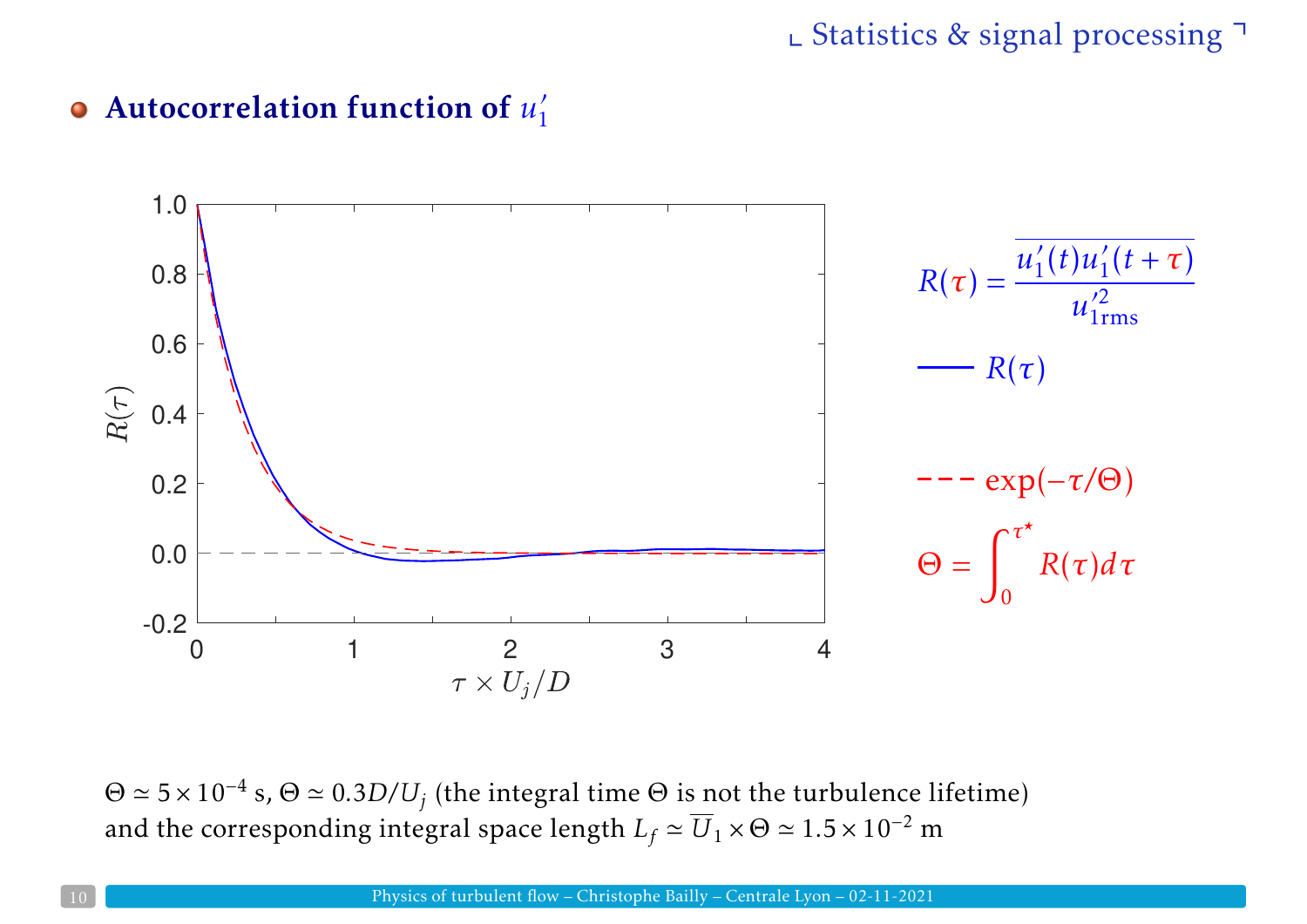- **Autocorrelation function of $u_1'$**

$$R(\tau) = \frac{\overline{u_1'(t)u_1'(t+\tau)}}{u_{1\text{rms}}'^2}$$

— $R(\tau)$

- - - $\exp(-\tau/\Theta)$

$$\Theta = \int_0^{\tau^\star} R(\tau)d\tau$$

$\Theta \simeq 5\times10^{-4}$ s, $\Theta \simeq 0.3D/U_j$ (the integral time $\Theta$ is not the turbulence lifetime) and the corresponding integral space length $L_f \simeq \overline{U}_1 \times \Theta \simeq 1.5\times10^{-2}$ m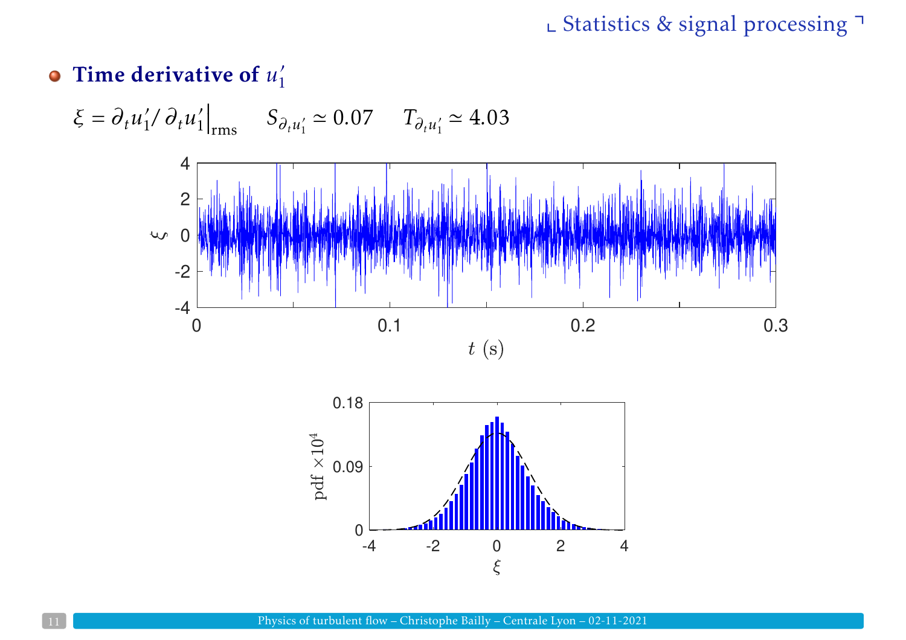- **Time derivative of $u_1'$**

$$\xi = \partial_t u_1' / \left.\partial_t u_1'\right|_{\text{rms}} \qquad S_{\partial_t u_1'} \simeq 0.07 \qquad T_{\partial_t u_1'} \simeq 4.03$$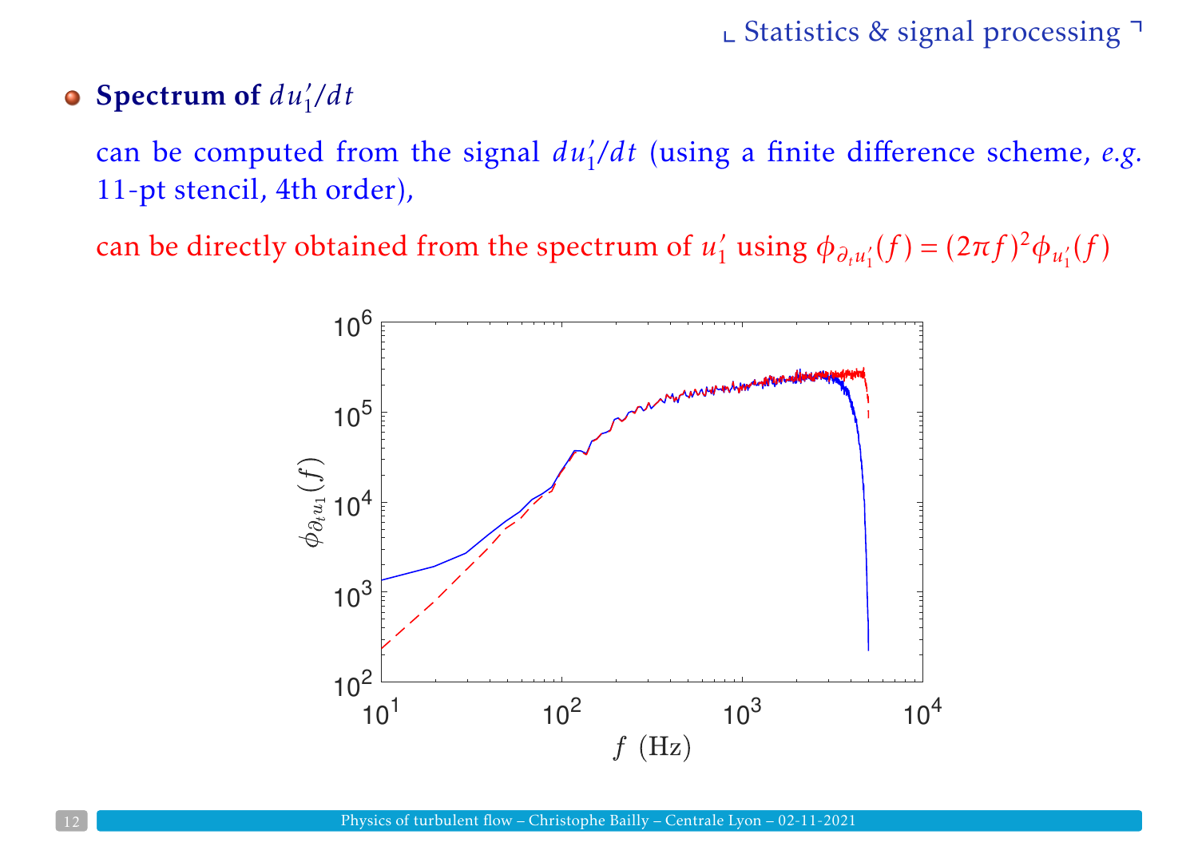- **Spectrum of $du'_1/dt$**

  can be computed from the signal $du'_1/dt$ (using a finite difference scheme, *e.g.* 11-pt stencil, 4th order),

  can be directly obtained from the spectrum of $u'_1$ using $\phi_{\partial_t u'_1}(f) = (2\pi f)^2 \phi_{u'_1}(f)$

$\phi_{\partial_t u_1}(f)$

$10^6$

$10^5$

$10^4$

$10^3$

$10^2$

$10^1$

$10^2$

$10^3$

$10^4$

$f$ (Hz)